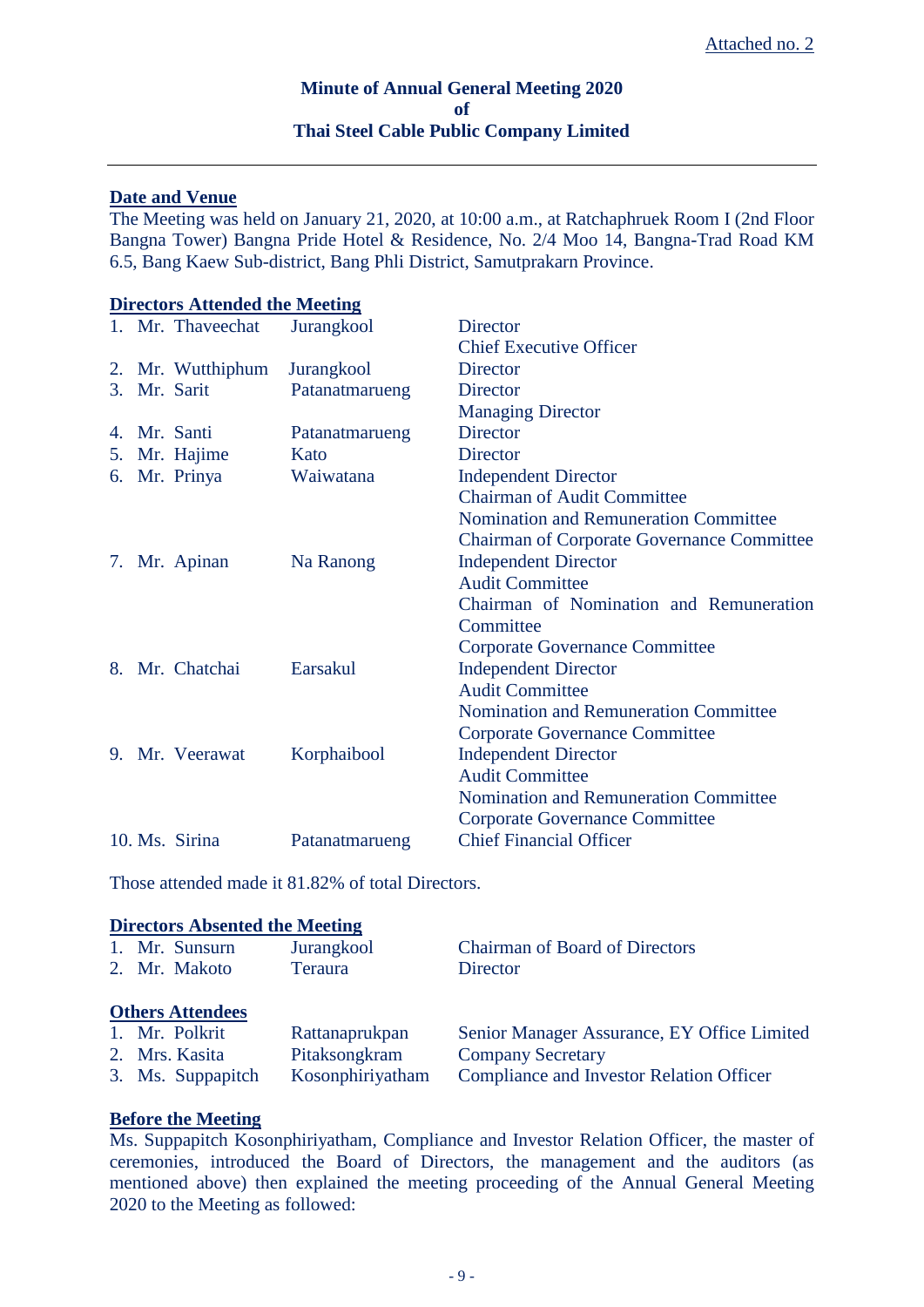Attached no. 2

**Minute of Annual General Meeting 2020**
**of**
**Thai Steel Cable Public Company Limited**

---

**Date and Venue**

The Meeting was held on January 21, 2020, at 10:00 a.m., at Ratchaphruek Room I (2nd Floor Bangna Tower) Bangna Pride Hotel & Residence, No. 2/4 Moo 14, Bangna-Trad Road KM 6.5, Bang Kaew Sub-district, Bang Phli District, Samutprakarn Province.

**Directors Attended the Meeting**

| | Name | Surname | Position |
|---|---|---|---|
| 1. | Mr. Thaveechat | Jurangkool | Director<br>Chief Executive Officer |
| 2. | Mr. Wutthiphum | Jurangkool | Director |
| 3. | Mr. Sarit | Patanatmarueng | Director<br>Managing Director |
| 4. | Mr. Santi | Patanatmarueng | Director |
| 5. | Mr. Hajime | Kato | Director |
| 6. | Mr. Prinya | Waiwatana | Independent Director<br>Chairman of Audit Committee<br>Nomination and Remuneration Committee<br>Chairman of Corporate Governance Committee |
| 7. | Mr. Apinan | Na Ranong | Independent Director<br>Audit Committee<br>Chairman of Nomination and Remuneration Committee<br>Corporate Governance Committee |
| 8. | Mr. Chatchai | Earsakul | Independent Director<br>Audit Committee<br>Nomination and Remuneration Committee<br>Corporate Governance Committee |
| 9. | Mr. Veerawat | Korphaibool | Independent Director<br>Audit Committee<br>Nomination and Remuneration Committee<br>Corporate Governance Committee |
| 10. | Ms. Sirina | Patanatmarueng | Chief Financial Officer |

Those attended made it 81.82% of total Directors.

**Directors Absented the Meeting**

| | Name | Surname | Position |
|---|---|---|---|
| 1. | Mr. Sunsurn | Jurangkool | Chairman of Board of Directors |
| 2. | Mr. Makoto | Teraura | Director |

**Others Attendees**

| | Name | Surname | Position |
|---|---|---|---|
| 1. | Mr. Polkrit | Rattanaprukpan | Senior Manager Assurance, EY Office Limited |
| 2. | Mrs. Kasita | Pitaksongkram | Company Secretary |
| 3. | Ms. Suppapitch | Kosonphiriyatham | Compliance and Investor Relation Officer |

**Before the Meeting**

Ms. Suppapitch Kosonphiriyatham, Compliance and Investor Relation Officer, the master of ceremonies, introduced the Board of Directors, the management and the auditors (as mentioned above) then explained the meeting proceeding of the Annual General Meeting 2020 to the Meeting as followed: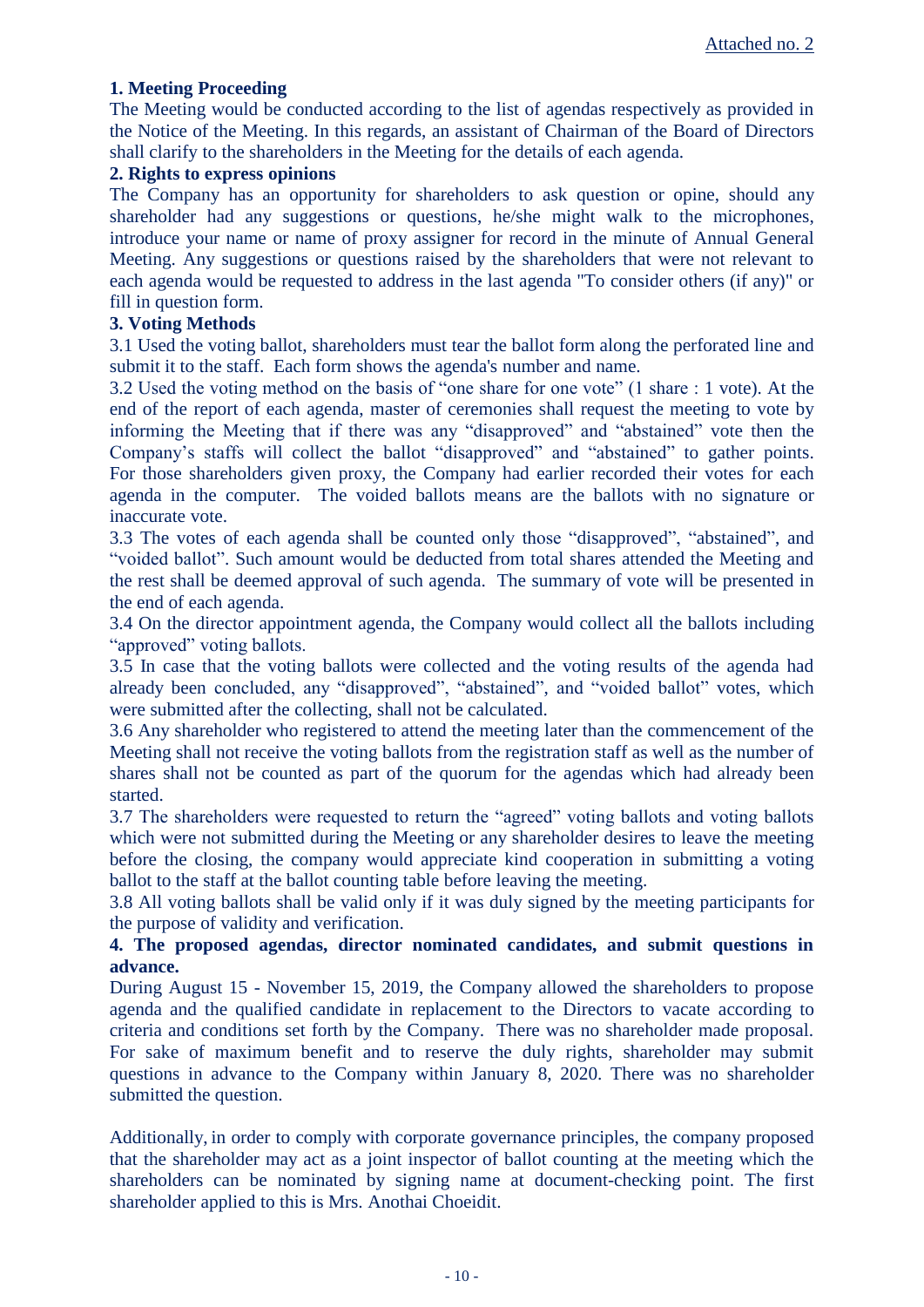Attached no. 2

**1. Meeting Proceeding**

The Meeting would be conducted according to the list of agendas respectively as provided in the Notice of the Meeting. In this regards, an assistant of Chairman of the Board of Directors shall clarify to the shareholders in the Meeting for the details of each agenda.

**2. Rights to express opinions**

The Company has an opportunity for shareholders to ask question or opine, should any shareholder had any suggestions or questions, he/she might walk to the microphones, introduce your name or name of proxy assigner for record in the minute of Annual General Meeting. Any suggestions or questions raised by the shareholders that were not relevant to each agenda would be requested to address in the last agenda "To consider others (if any)" or fill in question form.

**3. Voting Methods**

3.1 Used the voting ballot, shareholders must tear the ballot form along the perforated line and submit it to the staff. Each form shows the agenda's number and name.

3.2 Used the voting method on the basis of "one share for one vote" (1 share : 1 vote). At the end of the report of each agenda, master of ceremonies shall request the meeting to vote by informing the Meeting that if there was any "disapproved" and "abstained" vote then the Company's staffs will collect the ballot "disapproved" and "abstained" to gather points. For those shareholders given proxy, the Company had earlier recorded their votes for each agenda in the computer. The voided ballots means are the ballots with no signature or inaccurate vote.

3.3 The votes of each agenda shall be counted only those "disapproved", "abstained", and "voided ballot". Such amount would be deducted from total shares attended the Meeting and the rest shall be deemed approval of such agenda. The summary of vote will be presented in the end of each agenda.

3.4 On the director appointment agenda, the Company would collect all the ballots including "approved" voting ballots.

3.5 In case that the voting ballots were collected and the voting results of the agenda had already been concluded, any "disapproved", "abstained", and "voided ballot" votes, which were submitted after the collecting, shall not be calculated.

3.6 Any shareholder who registered to attend the meeting later than the commencement of the Meeting shall not receive the voting ballots from the registration staff as well as the number of shares shall not be counted as part of the quorum for the agendas which had already been started.

3.7 The shareholders were requested to return the "agreed" voting ballots and voting ballots which were not submitted during the Meeting or any shareholder desires to leave the meeting before the closing, the company would appreciate kind cooperation in submitting a voting ballot to the staff at the ballot counting table before leaving the meeting.

3.8 All voting ballots shall be valid only if it was duly signed by the meeting participants for the purpose of validity and verification.

**4. The proposed agendas, director nominated candidates, and submit questions in advance.**

During August 15 - November 15, 2019, the Company allowed the shareholders to propose agenda and the qualified candidate in replacement to the Directors to vacate according to criteria and conditions set forth by the Company. There was no shareholder made proposal. For sake of maximum benefit and to reserve the duly rights, shareholder may submit questions in advance to the Company within January 8, 2020. There was no shareholder submitted the question.

Additionally, in order to comply with corporate governance principles, the company proposed that the shareholder may act as a joint inspector of ballot counting at the meeting which the shareholders can be nominated by signing name at document-checking point. The first shareholder applied to this is Mrs. Anothai Choeidit.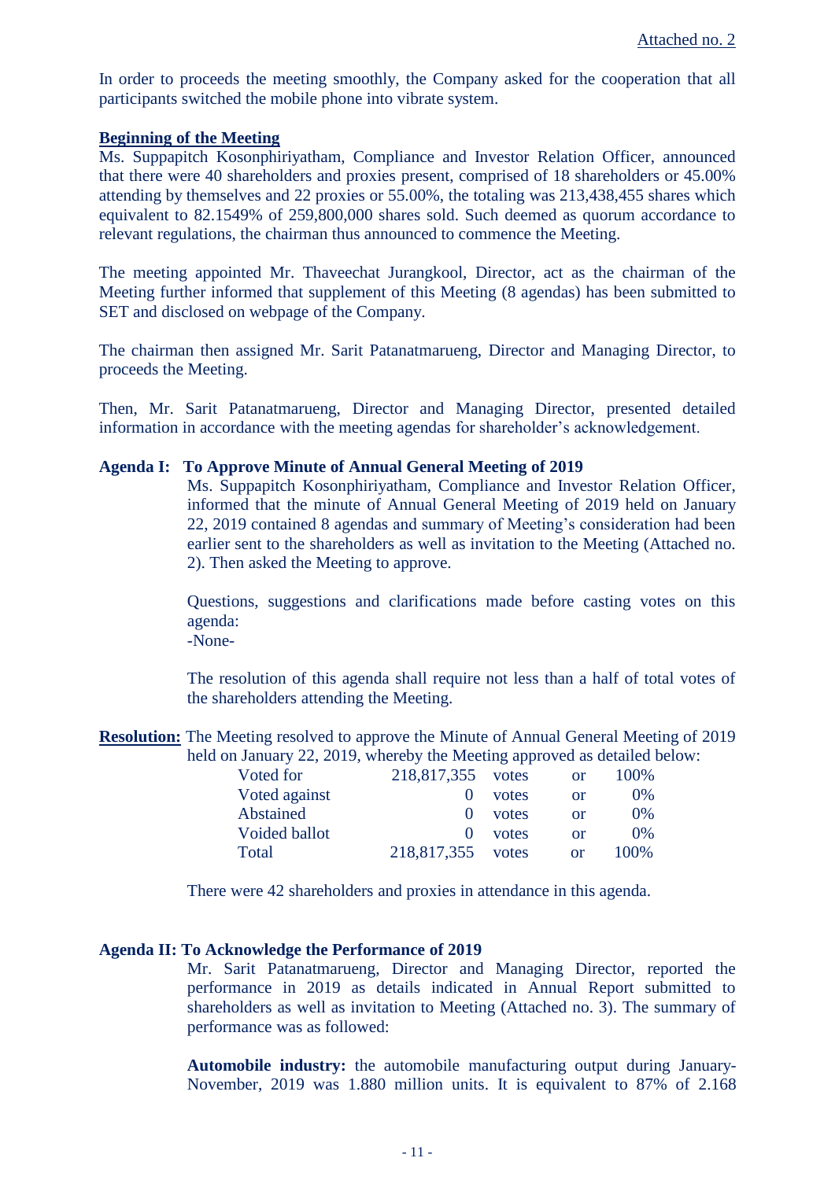Attached no. 2

In order to proceeds the meeting smoothly, the Company asked for the cooperation that all participants switched the mobile phone into vibrate system.

**Beginning of the Meeting**

Ms. Suppapitch Kosonphiriyatham, Compliance and Investor Relation Officer, announced that there were 40 shareholders and proxies present, comprised of 18 shareholders or 45.00% attending by themselves and 22 proxies or 55.00%, the totaling was 213,438,455 shares which equivalent to 82.1549% of 259,800,000 shares sold. Such deemed as quorum accordance to relevant regulations, the chairman thus announced to commence the Meeting.

The meeting appointed Mr. Thaveechat Jurangkool, Director, act as the chairman of the Meeting further informed that supplement of this Meeting (8 agendas) has been submitted to SET and disclosed on webpage of the Company.

The chairman then assigned Mr. Sarit Patanatmarueng, Director and Managing Director, to proceeds the Meeting.

Then, Mr. Sarit Patanatmarueng, Director and Managing Director, presented detailed information in accordance with the meeting agendas for shareholder's acknowledgement.

**Agenda I: To Approve Minute of Annual General Meeting of 2019**

Ms. Suppapitch Kosonphiriyatham, Compliance and Investor Relation Officer, informed that the minute of Annual General Meeting of 2019 held on January 22, 2019 contained 8 agendas and summary of Meeting's consideration had been earlier sent to the shareholders as well as invitation to the Meeting (Attached no. 2). Then asked the Meeting to approve.

Questions, suggestions and clarifications made before casting votes on this agenda:
-None-

The resolution of this agenda shall require not less than a half of total votes of the shareholders attending the Meeting.

**Resolution:** The Meeting resolved to approve the Minute of Annual General Meeting of 2019 held on January 22, 2019, whereby the Meeting approved as detailed below:

| | | | | |
|---|---|---|---|---|
| Voted for | 218,817,355 | votes | or | 100% |
| Voted against | 0 | votes | or | 0% |
| Abstained | 0 | votes | or | 0% |
| Voided ballot | 0 | votes | or | 0% |
| Total | 218,817,355 | votes | or | 100% |

There were 42 shareholders and proxies in attendance in this agenda.

**Agenda II: To Acknowledge the Performance of 2019**

Mr. Sarit Patanatmarueng, Director and Managing Director, reported the performance in 2019 as details indicated in Annual Report submitted to shareholders as well as invitation to Meeting (Attached no. 3). The summary of performance was as followed:

**Automobile industry:** the automobile manufacturing output during January-November, 2019 was 1.880 million units. It is equivalent to 87% of 2.168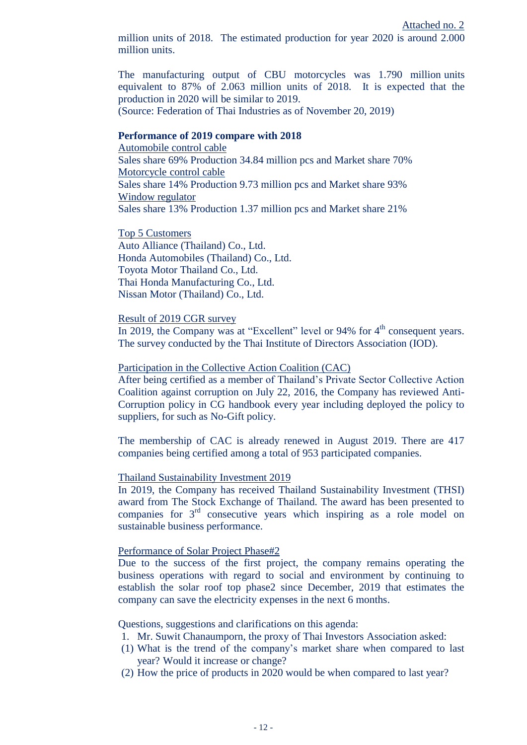million units of 2018. The estimated production for year 2020 is around 2.000 million units.

The manufacturing output of CBU motorcycles was 1.790 million units equivalent to 87% of 2.063 million units of 2018. It is expected that the production in 2020 will be similar to 2019.
(Source: Federation of Thai Industries as of November 20, 2019)

**Performance of 2019 compare with 2018**

Automobile control cable
Sales share 69% Production 34.84 million pcs and Market share 70%

Motorcycle control cable
Sales share 14% Production 9.73 million pcs and Market share 93%

Window regulator
Sales share 13% Production 1.37 million pcs and Market share 21%

Top 5 Customers
Auto Alliance (Thailand) Co., Ltd.
Honda Automobiles (Thailand) Co., Ltd.
Toyota Motor Thailand Co., Ltd.
Thai Honda Manufacturing Co., Ltd.
Nissan Motor (Thailand) Co., Ltd.

Result of 2019 CGR survey
In 2019, the Company was at "Excellent" level or 94% for 4th consequent years. The survey conducted by the Thai Institute of Directors Association (IOD).

Participation in the Collective Action Coalition (CAC)
After being certified as a member of Thailand's Private Sector Collective Action Coalition against corruption on July 22, 2016, the Company has reviewed Anti-Corruption policy in CG handbook every year including deployed the policy to suppliers, for such as No-Gift policy.

The membership of CAC is already renewed in August 2019. There are 417 companies being certified among a total of 953 participated companies.

Thailand Sustainability Investment 2019
In 2019, the Company has received Thailand Sustainability Investment (THSI) award from The Stock Exchange of Thailand. The award has been presented to companies for 3rd consecutive years which inspiring as a role model on sustainable business performance.

Performance of Solar Project Phase#2
Due to the success of the first project, the company remains operating the business operations with regard to social and environment by continuing to establish the solar roof top phase2 since December, 2019 that estimates the company can save the electricity expenses in the next 6 months.

Questions, suggestions and clarifications on this agenda:

1. Mr. Suwit Chanaumporn, the proxy of Thai Investors Association asked:
   (1) What is the trend of the company's market share when compared to last year? Would it increase or change?
   (2) How the price of products in 2020 would be when compared to last year?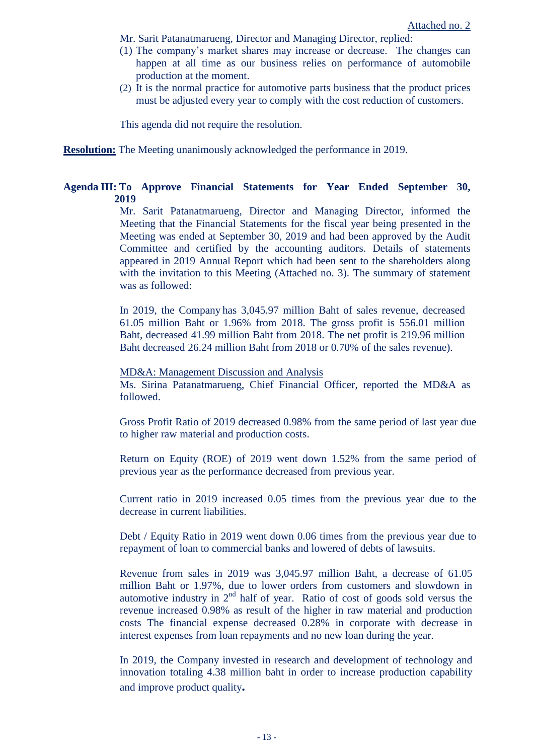Attached no. 2

Mr. Sarit Patanatmarueng, Director and Managing Director, replied:

(1) The company's market shares may increase or decrease. The changes can happen at all time as our business relies on performance of automobile production at the moment.
(2) It is the normal practice for automotive parts business that the product prices must be adjusted every year to comply with the cost reduction of customers.

This agenda did not require the resolution.

**Resolution:** The Meeting unanimously acknowledged the performance in 2019.

**Agenda III: To Approve Financial Statements for Year Ended September 30, 2019**

Mr. Sarit Patanatmarueng, Director and Managing Director, informed the Meeting that the Financial Statements for the fiscal year being presented in the Meeting was ended at September 30, 2019 and had been approved by the Audit Committee and certified by the accounting auditors. Details of statements appeared in 2019 Annual Report which had been sent to the shareholders along with the invitation to this Meeting (Attached no. 3). The summary of statement was as followed:

In 2019, the Company has 3,045.97 million Baht of sales revenue, decreased 61.05 million Baht or 1.96% from 2018. The gross profit is 556.01 million Baht, decreased 41.99 million Baht from 2018. The net profit is 219.96 million Baht decreased 26.24 million Baht from 2018 or 0.70% of the sales revenue).

MD&A: Management Discussion and Analysis

Ms. Sirina Patanatmarueng, Chief Financial Officer, reported the MD&A as followed.

Gross Profit Ratio of 2019 decreased 0.98% from the same period of last year due to higher raw material and production costs.

Return on Equity (ROE) of 2019 went down 1.52% from the same period of previous year as the performance decreased from previous year.

Current ratio in 2019 increased 0.05 times from the previous year due to the decrease in current liabilities.

Debt / Equity Ratio in 2019 went down 0.06 times from the previous year due to repayment of loan to commercial banks and lowered of debts of lawsuits.

Revenue from sales in 2019 was 3,045.97 million Baht, a decrease of 61.05 million Baht or 1.97%, due to lower orders from customers and slowdown in automotive industry in 2nd half of year. Ratio of cost of goods sold versus the revenue increased 0.98% as result of the higher in raw material and production costs The financial expense decreased 0.28% in corporate with decrease in interest expenses from loan repayments and no new loan during the year.

In 2019, the Company invested in research and development of technology and innovation totaling 4.38 million baht in order to increase production capability and improve product quality**.**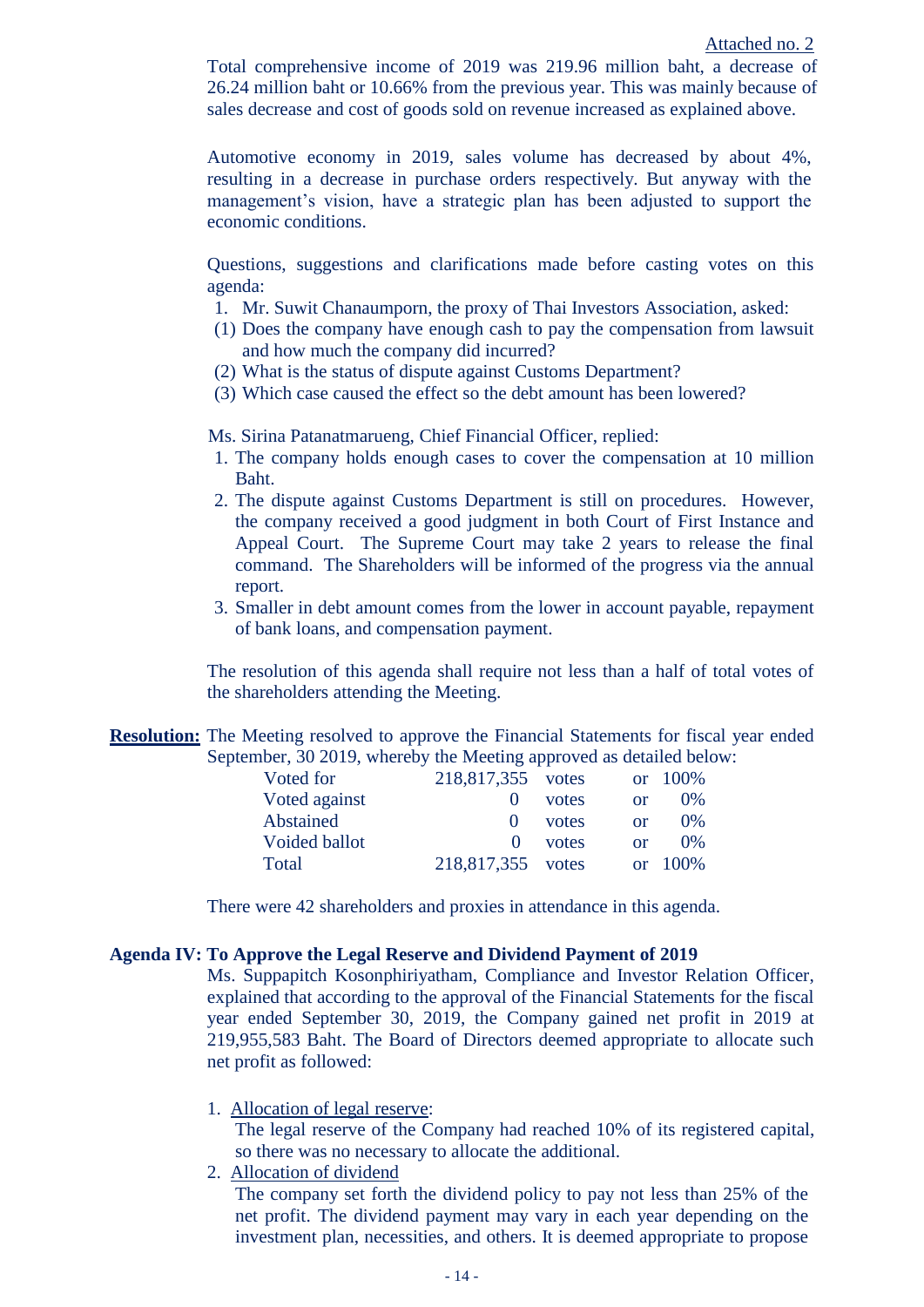Attached no. 2

Total comprehensive income of 2019 was 219.96 million baht, a decrease of 26.24 million baht or 10.66% from the previous year. This was mainly because of sales decrease and cost of goods sold on revenue increased as explained above.

Automotive economy in 2019, sales volume has decreased by about 4%, resulting in a decrease in purchase orders respectively. But anyway with the management's vision, have a strategic plan has been adjusted to support the economic conditions.

Questions, suggestions and clarifications made before casting votes on this agenda:

1. Mr. Suwit Chanaumporn, the proxy of Thai Investors Association, asked:

(1) Does the company have enough cash to pay the compensation from lawsuit and how much the company did incurred?
(2) What is the status of dispute against Customs Department?
(3) Which case caused the effect so the debt amount has been lowered?

Ms. Sirina Patanatmarueng, Chief Financial Officer, replied:

1. The company holds enough cases to cover the compensation at 10 million Baht.
2. The dispute against Customs Department is still on procedures. However, the company received a good judgment in both Court of First Instance and Appeal Court. The Supreme Court may take 2 years to release the final command. The Shareholders will be informed of the progress via the annual report.
3. Smaller in debt amount comes from the lower in account payable, repayment of bank loans, and compensation payment.

The resolution of this agenda shall require not less than a half of total votes of the shareholders attending the Meeting.

**Resolution:** The Meeting resolved to approve the Financial Statements for fiscal year ended September, 30 2019, whereby the Meeting approved as detailed below:

| | | | | |
|---|---|---|---|---|
| Voted for | 218,817,355 | votes | or | 100% |
| Voted against | 0 | votes | or | 0% |
| Abstained | 0 | votes | or | 0% |
| Voided ballot | 0 | votes | or | 0% |
| Total | 218,817,355 | votes | or | 100% |

There were 42 shareholders and proxies in attendance in this agenda.

**Agenda IV: To Approve the Legal Reserve and Dividend Payment of 2019**

Ms. Suppapitch Kosonphiriyatham, Compliance and Investor Relation Officer, explained that according to the approval of the Financial Statements for the fiscal year ended September 30, 2019, the Company gained net profit in 2019 at 219,955,583 Baht. The Board of Directors deemed appropriate to allocate such net profit as followed:

1. Allocation of legal reserve:
   The legal reserve of the Company had reached 10% of its registered capital, so there was no necessary to allocate the additional.
2. Allocation of dividend
   The company set forth the dividend policy to pay not less than 25% of the net profit. The dividend payment may vary in each year depending on the investment plan, necessities, and others. It is deemed appropriate to propose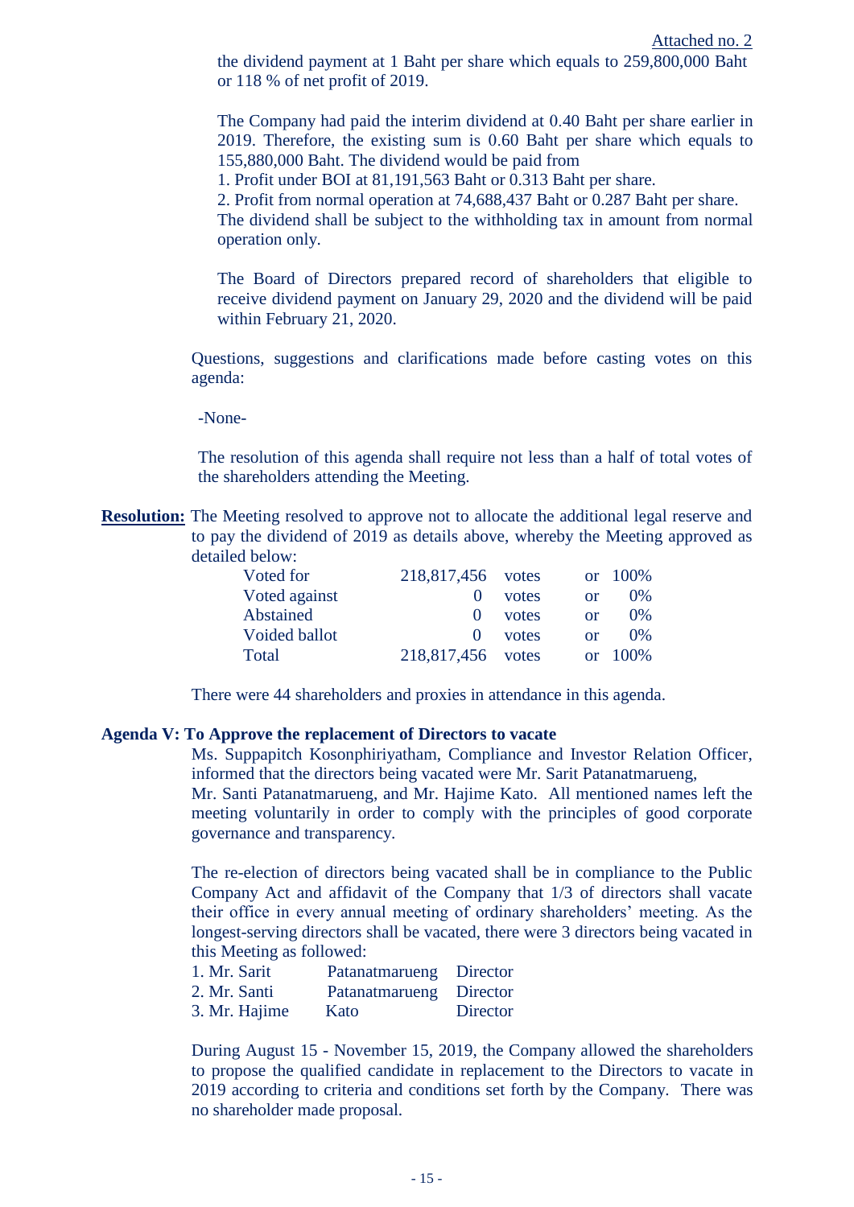the dividend payment at 1 Baht per share which equals to 259,800,000 Baht or 118 % of net profit of 2019.

The Company had paid the interim dividend at 0.40 Baht per share earlier in 2019. Therefore, the existing sum is 0.60 Baht per share which equals to 155,880,000 Baht. The dividend would be paid from

1. Profit under BOI at 81,191,563 Baht or 0.313 Baht per share.
2. Profit from normal operation at 74,688,437 Baht or 0.287 Baht per share.

The dividend shall be subject to the withholding tax in amount from normal operation only.

The Board of Directors prepared record of shareholders that eligible to receive dividend payment on January 29, 2020 and the dividend will be paid within February 21, 2020.

Questions, suggestions and clarifications made before casting votes on this agenda:

-None-

The resolution of this agenda shall require not less than a half of total votes of the shareholders attending the Meeting.

**Resolution:** The Meeting resolved to approve not to allocate the additional legal reserve and to pay the dividend of 2019 as details above, whereby the Meeting approved as detailed below:

| | | | | |
|---|---|---|---|---|
| Voted for | 218,817,456 | votes | or | 100% |
| Voted against | 0 | votes | or | 0% |
| Abstained | 0 | votes | or | 0% |
| Voided ballot | 0 | votes | or | 0% |
| Total | 218,817,456 | votes | or | 100% |

There were 44 shareholders and proxies in attendance in this agenda.

**Agenda V: To Approve the replacement of Directors to vacate**

Ms. Suppapitch Kosonphiriyatham, Compliance and Investor Relation Officer, informed that the directors being vacated were Mr. Sarit Patanatmarueng, Mr. Santi Patanatmarueng, and Mr. Hajime Kato. All mentioned names left the meeting voluntarily in order to comply with the principles of good corporate governance and transparency.

The re-election of directors being vacated shall be in compliance to the Public Company Act and affidavit of the Company that 1/3 of directors shall vacate their office in every annual meeting of ordinary shareholders' meeting. As the longest-serving directors shall be vacated, there were 3 directors being vacated in this Meeting as followed:

| | | |
|---|---|---|
| 1. Mr. Sarit | Patanatmarueng | Director |
| 2. Mr. Santi | Patanatmarueng | Director |
| 3. Mr. Hajime | Kato | Director |

During August 15 - November 15, 2019, the Company allowed the shareholders to propose the qualified candidate in replacement to the Directors to vacate in 2019 according to criteria and conditions set forth by the Company. There was no shareholder made proposal.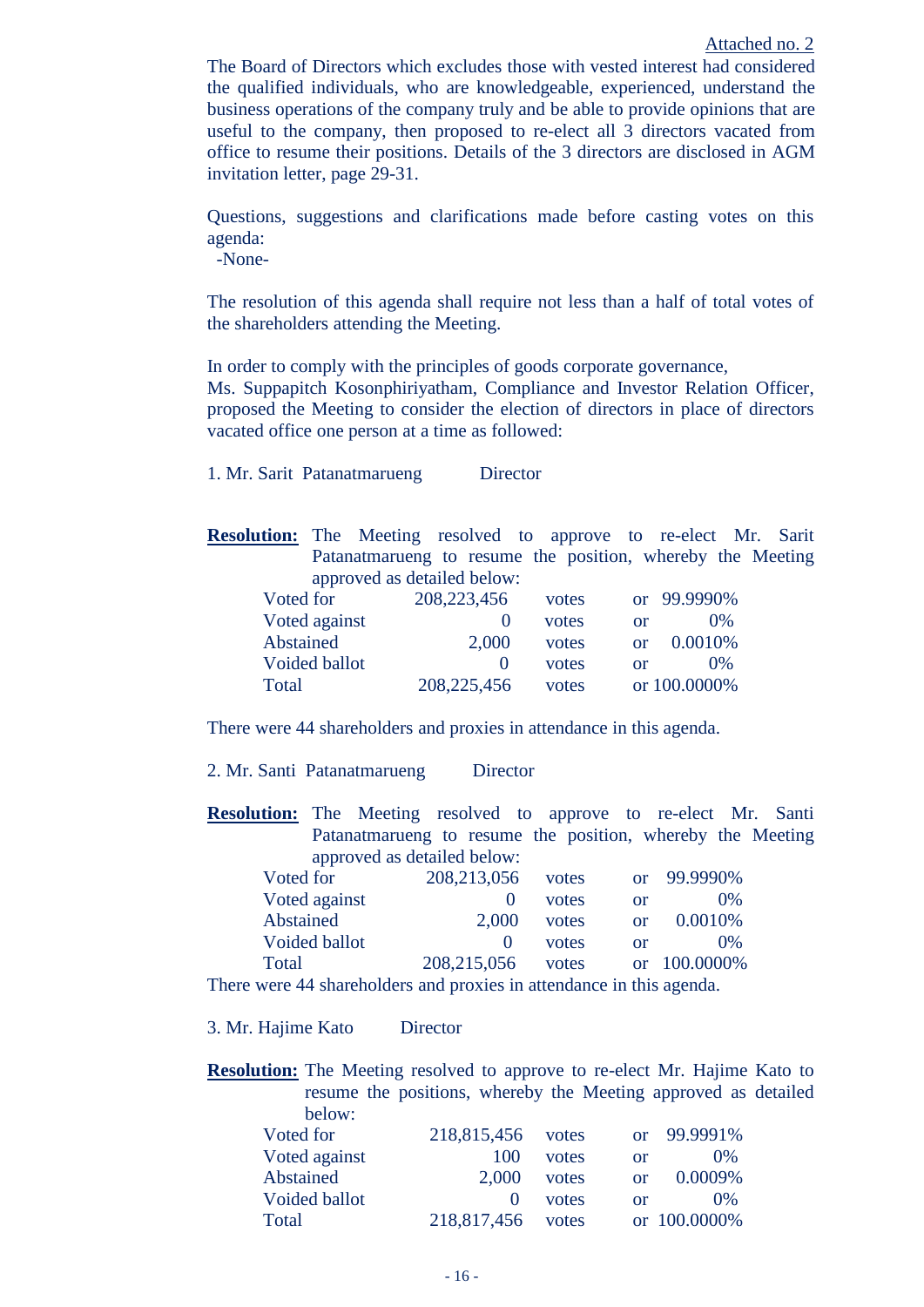Attached no. 2

The Board of Directors which excludes those with vested interest had considered the qualified individuals, who are knowledgeable, experienced, understand the business operations of the company truly and be able to provide opinions that are useful to the company, then proposed to re-elect all 3 directors vacated from office to resume their positions. Details of the 3 directors are disclosed in AGM invitation letter, page 29-31.

Questions, suggestions and clarifications made before casting votes on this agenda:
-None-

The resolution of this agenda shall require not less than a half of total votes of the shareholders attending the Meeting.

In order to comply with the principles of goods corporate governance,
Ms. Suppapitch Kosonphiriyatham, Compliance and Investor Relation Officer, proposed the Meeting to consider the election of directors in place of directors vacated office one person at a time as followed:

1. Mr. Sarit Patanatmarueng Director

**Resolution:** The Meeting resolved to approve to re-elect Mr. Sarit Patanatmarueng to resume the position, whereby the Meeting approved as detailed below:

| | | | |
|---|---|---|---|
| Voted for | 208,223,456 | votes | or 99.9990% |
| Voted against | 0 | votes | or 0% |
| Abstained | 2,000 | votes | or 0.0010% |
| Voided ballot | 0 | votes | or 0% |
| Total | 208,225,456 | votes | or 100.0000% |

There were 44 shareholders and proxies in attendance in this agenda.

2. Mr. Santi Patanatmarueng Director

**Resolution:** The Meeting resolved to approve to re-elect Mr. Santi Patanatmarueng to resume the position, whereby the Meeting approved as detailed below:

| | | | |
|---|---|---|---|
| Voted for | 208,213,056 | votes | or 99.9990% |
| Voted against | 0 | votes | or 0% |
| Abstained | 2,000 | votes | or 0.0010% |
| Voided ballot | 0 | votes | or 0% |
| Total | 208,215,056 | votes | or 100.0000% |

There were 44 shareholders and proxies in attendance in this agenda.

3. Mr. Hajime Kato Director

**Resolution:** The Meeting resolved to approve to re-elect Mr. Hajime Kato to resume the positions, whereby the Meeting approved as detailed below:

| | | | |
|---|---|---|---|
| Voted for | 218,815,456 | votes | or 99.9991% |
| Voted against | 100 | votes | or 0% |
| Abstained | 2,000 | votes | or 0.0009% |
| Voided ballot | 0 | votes | or 0% |
| Total | 218,817,456 | votes | or 100.0000% |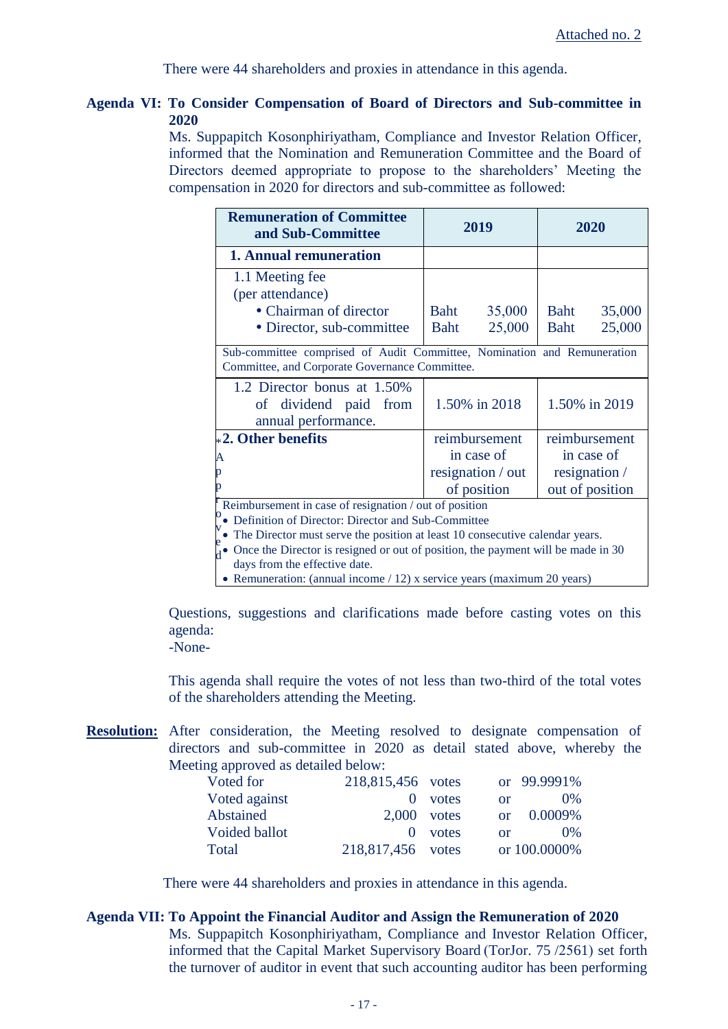Attached no. 2

There were 44 shareholders and proxies in attendance in this agenda.

**Agenda VI: To Consider Compensation of Board of Directors and Sub-committee in 2020**

Ms. Suppapitch Kosonphiriyatham, Compliance and Investor Relation Officer, informed that the Nomination and Remuneration Committee and the Board of Directors deemed appropriate to propose to the shareholders' Meeting the compensation in 2020 for directors and sub-committee as followed:

| Remuneration of Committee and Sub-Committee | 2019 | 2020 |
|---|---|---|
| **1. Annual remuneration** | | |
| 1.1 Meeting fee (per attendance)<br>• Chairman of director<br>• Director, sub-committee | <br><br>Baht 35,000<br>Baht 25,000 | <br><br>Baht 35,000<br>Baht 25,000 |
| Sub-committee comprised of Audit Committee, Nomination and Remuneration Committee, and Corporate Governance Committee. | | |
| 1.2 Director bonus at 1.50% of dividend paid from annual performance. | 1.50% in 2018 | 1.50% in 2019 |
| *2. Other benefits | reimbursement in case of resignation / out of position | reimbursement in case of resignation / out of position |
| *Approved Reimbursement in case of resignation / out of position<br>• Definition of Director: Director and Sub-Committee<br>• The Director must serve the position at least 10 consecutive calendar years.<br>• Once the Director is resigned or out of position, the payment will be made in 30 days from the effective date.<br>• Remuneration: (annual income / 12) x service years (maximum 20 years) | | |

Questions, suggestions and clarifications made before casting votes on this agenda:
-None-

This agenda shall require the votes of not less than two-third of the total votes of the shareholders attending the Meeting.

**Resolution:** After consideration, the Meeting resolved to designate compensation of directors and sub-committee in 2020 as detail stated above, whereby the Meeting approved as detailed below:

| | | | | |
|---|---|---|---|---|
| Voted for | 218,815,456 | votes | or | 99.9991% |
| Voted against | 0 | votes | or | 0% |
| Abstained | 2,000 | votes | or | 0.0009% |
| Voided ballot | 0 | votes | or | 0% |
| Total | 218,817,456 | votes | or | 100.0000% |

There were 44 shareholders and proxies in attendance in this agenda.

**Agenda VII: To Appoint the Financial Auditor and Assign the Remuneration of 2020**

Ms. Suppapitch Kosonphiriyatham, Compliance and Investor Relation Officer, informed that the Capital Market Supervisory Board (TorJor. 75 /2561) set forth the turnover of auditor in event that such accounting auditor has been performing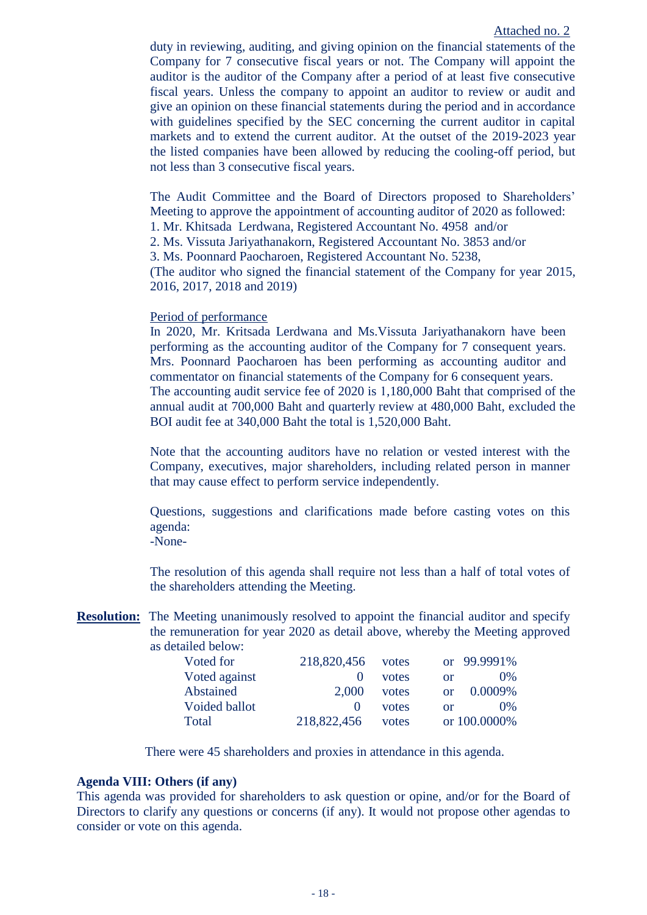Attached no. 2

duty in reviewing, auditing, and giving opinion on the financial statements of the Company for 7 consecutive fiscal years or not. The Company will appoint the auditor is the auditor of the Company after a period of at least five consecutive fiscal years. Unless the company to appoint an auditor to review or audit and give an opinion on these financial statements during the period and in accordance with guidelines specified by the SEC concerning the current auditor in capital markets and to extend the current auditor. At the outset of the 2019-2023 year the listed companies have been allowed by reducing the cooling-off period, but not less than 3 consecutive fiscal years.

The Audit Committee and the Board of Directors proposed to Shareholders' Meeting to approve the appointment of accounting auditor of 2020 as followed:
1. Mr. Khitsada Lerdwana, Registered Accountant No. 4958 and/or
2. Ms. Vissuta Jariyathanakorn, Registered Accountant No. 3853 and/or
3. Ms. Poonnard Paocharoen, Registered Accountant No. 5238,
(The auditor who signed the financial statement of the Company for year 2015, 2016, 2017, 2018 and 2019)

Period of performance

In 2020, Mr. Kritsada Lerdwana and Ms.Vissuta Jariyathanakorn have been performing as the accounting auditor of the Company for 7 consequent years. Mrs. Poonnard Paocharoen has been performing as accounting auditor and commentator on financial statements of the Company for 6 consequent years. The accounting audit service fee of 2020 is 1,180,000 Baht that comprised of the annual audit at 700,000 Baht and quarterly review at 480,000 Baht, excluded the BOI audit fee at 340,000 Baht the total is 1,520,000 Baht.

Note that the accounting auditors have no relation or vested interest with the Company, executives, major shareholders, including related person in manner that may cause effect to perform service independently.

Questions, suggestions and clarifications made before casting votes on this agenda:
-None-

The resolution of this agenda shall require not less than a half of total votes of the shareholders attending the Meeting.

**Resolution:** The Meeting unanimously resolved to appoint the financial auditor and specify the remuneration for year 2020 as detail above, whereby the Meeting approved as detailed below:

| | | | |
|---|---|---|---|
| Voted for | 218,820,456 | votes | or 99.9991% |
| Voted against | 0 | votes | or 0% |
| Abstained | 2,000 | votes | or 0.0009% |
| Voided ballot | 0 | votes | or 0% |
| Total | 218,822,456 | votes | or 100.0000% |

There were 45 shareholders and proxies in attendance in this agenda.

**Agenda VIII: Others (if any)**

This agenda was provided for shareholders to ask question or opine, and/or for the Board of Directors to clarify any questions or concerns (if any). It would not propose other agendas to consider or vote on this agenda.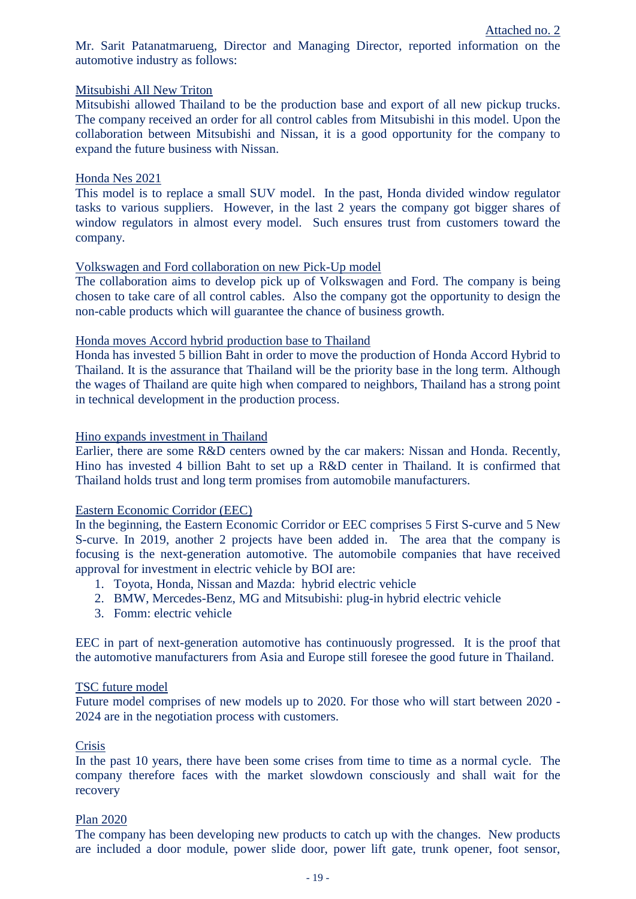Attached no. 2

Mr. Sarit Patanatmarueng, Director and Managing Director, reported information on the automotive industry as follows:

Mitsubishi All New Triton

Mitsubishi allowed Thailand to be the production base and export of all new pickup trucks. The company received an order for all control cables from Mitsubishi in this model. Upon the collaboration between Mitsubishi and Nissan, it is a good opportunity for the company to expand the future business with Nissan.

Honda Nes 2021

This model is to replace a small SUV model. In the past, Honda divided window regulator tasks to various suppliers. However, in the last 2 years the company got bigger shares of window regulators in almost every model. Such ensures trust from customers toward the company.

Volkswagen and Ford collaboration on new Pick-Up model

The collaboration aims to develop pick up of Volkswagen and Ford. The company is being chosen to take care of all control cables. Also the company got the opportunity to design the non-cable products which will guarantee the chance of business growth.

Honda moves Accord hybrid production base to Thailand

Honda has invested 5 billion Baht in order to move the production of Honda Accord Hybrid to Thailand. It is the assurance that Thailand will be the priority base in the long term. Although the wages of Thailand are quite high when compared to neighbors, Thailand has a strong point in technical development in the production process.

Hino expands investment in Thailand

Earlier, there are some R&D centers owned by the car makers: Nissan and Honda. Recently, Hino has invested 4 billion Baht to set up a R&D center in Thailand. It is confirmed that Thailand holds trust and long term promises from automobile manufacturers.

Eastern Economic Corridor (EEC)

In the beginning, the Eastern Economic Corridor or EEC comprises 5 First S-curve and 5 New S-curve. In 2019, another 2 projects have been added in. The area that the company is focusing is the next-generation automotive. The automobile companies that have received approval for investment in electric vehicle by BOI are:

1. Toyota, Honda, Nissan and Mazda: hybrid electric vehicle
2. BMW, Mercedes-Benz, MG and Mitsubishi: plug-in hybrid electric vehicle
3. Fomm: electric vehicle

EEC in part of next-generation automotive has continuously progressed. It is the proof that the automotive manufacturers from Asia and Europe still foresee the good future in Thailand.

TSC future model

Future model comprises of new models up to 2020. For those who will start between 2020 - 2024 are in the negotiation process with customers.

Crisis

In the past 10 years, there have been some crises from time to time as a normal cycle. The company therefore faces with the market slowdown consciously and shall wait for the recovery

Plan 2020

The company has been developing new products to catch up with the changes. New products are included a door module, power slide door, power lift gate, trunk opener, foot sensor,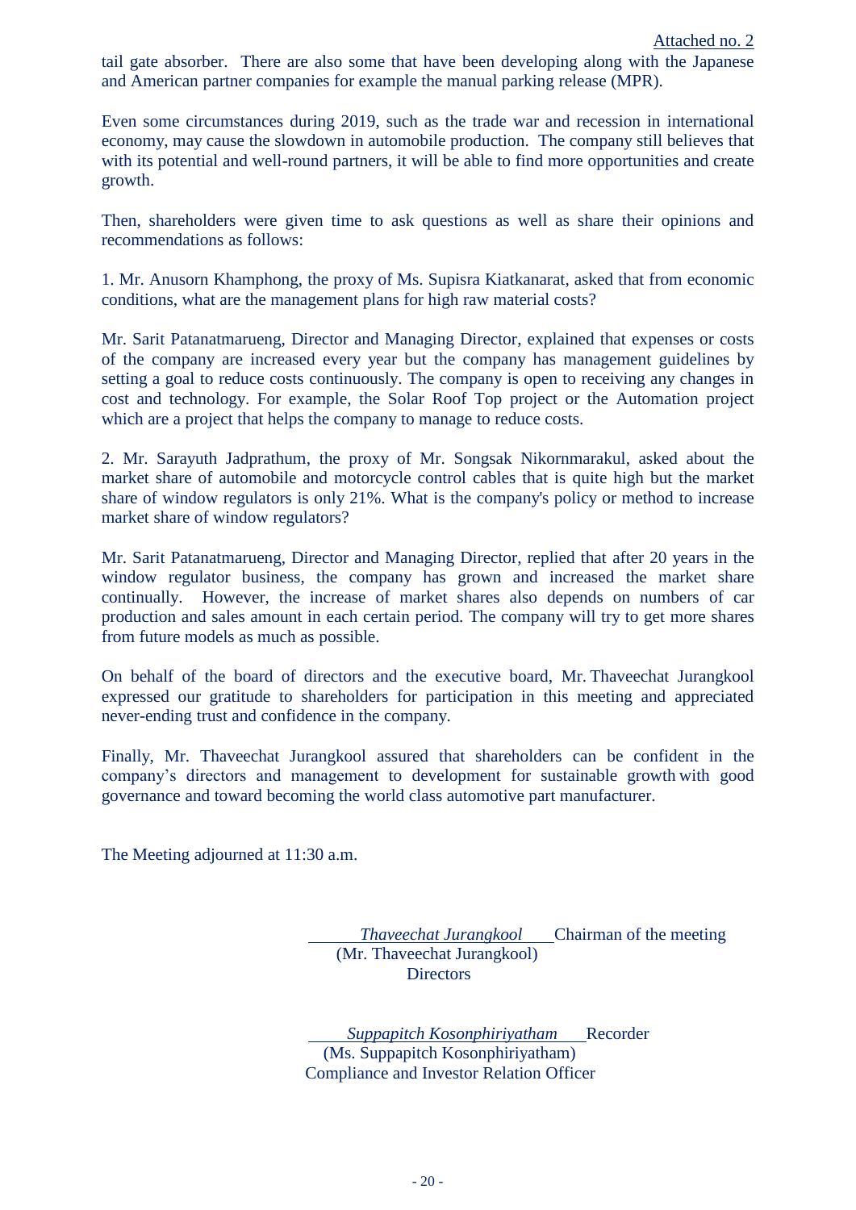Attached no. 2

tail gate absorber. There are also some that have been developing along with the Japanese and American partner companies for example the manual parking release (MPR).

Even some circumstances during 2019, such as the trade war and recession in international economy, may cause the slowdown in automobile production. The company still believes that with its potential and well-round partners, it will be able to find more opportunities and create growth.

Then, shareholders were given time to ask questions as well as share their opinions and recommendations as follows:

1. Mr. Anusorn Khamphong, the proxy of Ms. Supisra Kiatkanarat, asked that from economic conditions, what are the management plans for high raw material costs?

Mr. Sarit Patanatmarueng, Director and Managing Director, explained that expenses or costs of the company are increased every year but the company has management guidelines by setting a goal to reduce costs continuously. The company is open to receiving any changes in cost and technology. For example, the Solar Roof Top project or the Automation project which are a project that helps the company to manage to reduce costs.

2. Mr. Sarayuth Jadprathum, the proxy of Mr. Songsak Nikornmarakul, asked about the market share of automobile and motorcycle control cables that is quite high but the market share of window regulators is only 21%. What is the company's policy or method to increase market share of window regulators?

Mr. Sarit Patanatmarueng, Director and Managing Director, replied that after 20 years in the window regulator business, the company has grown and increased the market share continually. However, the increase of market shares also depends on numbers of car production and sales amount in each certain period. The company will try to get more shares from future models as much as possible.

On behalf of the board of directors and the executive board, Mr. Thaveechat Jurangkool expressed our gratitude to shareholders for participation in this meeting and appreciated never-ending trust and confidence in the company.

Finally, Mr. Thaveechat Jurangkool assured that shareholders can be confident in the company's directors and management to development for sustainable growth with good governance and toward becoming the world class automotive part manufacturer.

The Meeting adjourned at 11:30 a.m.

*Thaveechat Jurangkool* Chairman of the meeting
(Mr. Thaveechat Jurangkool)
Directors

*Suppapitch Kosonphiriyatham* Recorder
(Ms. Suppapitch Kosonphiriyatham)
Compliance and Investor Relation Officer